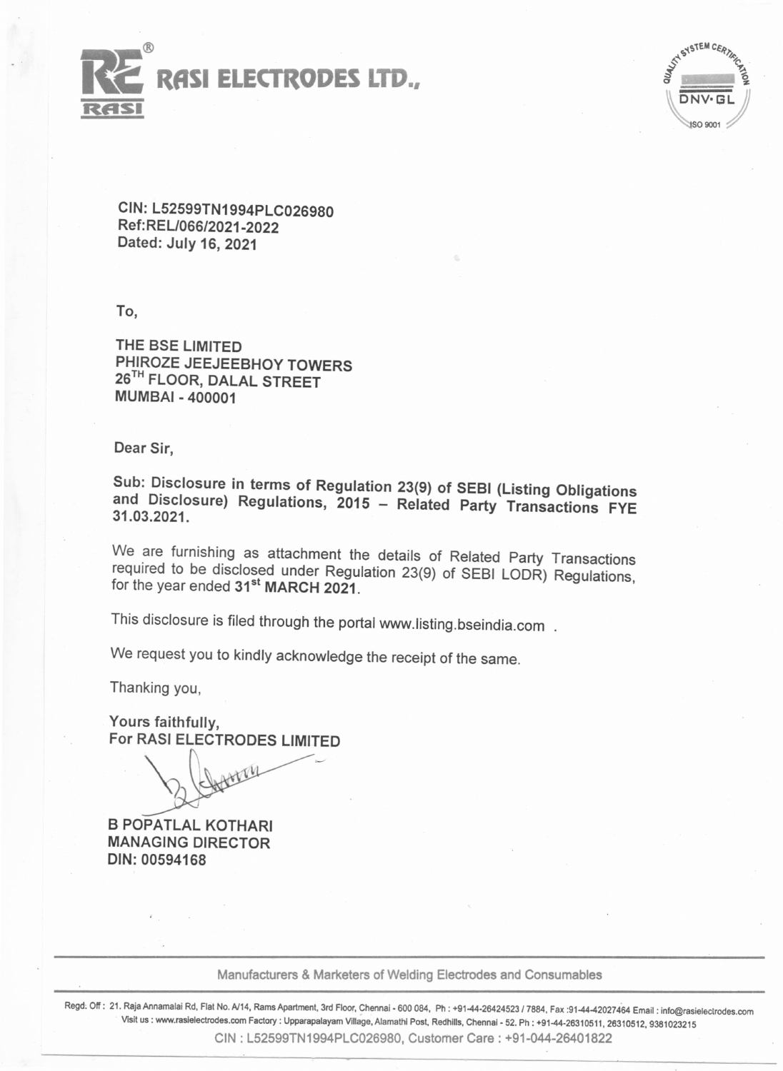# RASI ELECTRODES LTD.,

CIN: L52599TN1994PLC026980
Ref:REL/066/2021-2022
Dated: July 16, 2021

To,

THE BSE LIMITED
PHIROZE JEEJEEBHOY TOWERS
26TH FLOOR, DALAL STREET
MUMBAI - 400001

Dear Sir,

**Sub: Disclosure in terms of Regulation 23(9) of SEBI (Listing Obligations and Disclosure) Regulations, 2015 – Related Party Transactions FYE 31.03.2021.**

We are furnishing as attachment the details of Related Party Transactions required to be disclosed under Regulation 23(9) of SEBI LODR) Regulations, for the year ended **31st MARCH 2021**.

This disclosure is filed through the portal www.listing.bseindia.com .

We request you to kindly acknowledge the receipt of the same.

Thanking you,

Yours faithfully,
For RASI ELECTRODES LIMITED

B POPATLAL KOTHARI
MANAGING DIRECTOR
DIN: 00594168

Manufacturers & Marketers of Welding Electrodes and Consumables

Regd. Off: 21. Raja Annamalai Rd, Flat No. A/14, Rams Apartment, 3rd Floor, Chennai - 600 084, Ph : +91-44-26424523 / 7884, Fax :91-44-42027464 Email : info@rasielectrodes.com
Visit us : www.rasielectrodes.com Factory : Upparapalayam Village, Alamathi Post, Redhills, Chennai - 52. Ph : +91-44-26310511, 26310512, 9381023215
CIN : L52599TN1994PLC026980, Customer Care : +91-044-26401822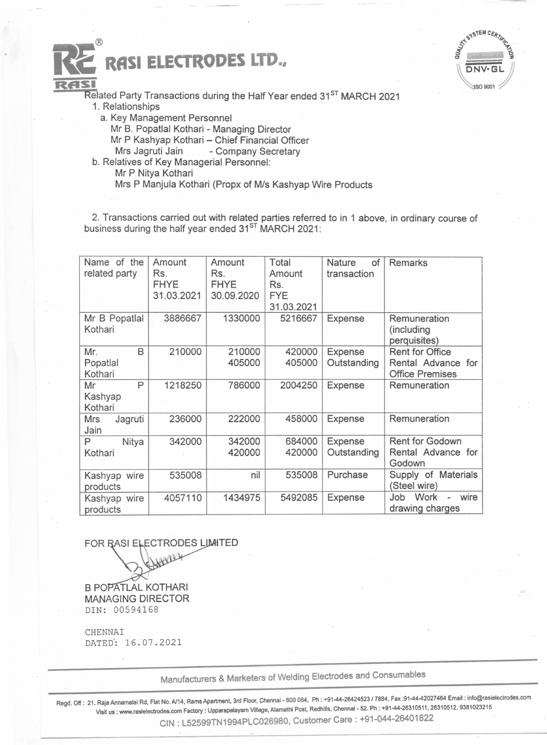# RASI ELECTRODES LTD.,

Related Party Transactions during the Half Year ended 31ST MARCH 2021

1. Relationships
   a. Key Management Personnel
      Mr B. Popatlal Kothari - Managing Director
      Mr P Kashyap Kothari – Chief Financial Officer
      Mrs Jagruti Jain - Company Secretary
   b. Relatives of Key Managerial Personnel:
      Mr P Nitya Kothari
      Mrs P Manjula Kothari (Propx of M/s Kashyap Wire Products

2. Transactions carried out with related parties referred to in 1 above, in ordinary course of business during the half year ended 31ST MARCH 2021:

| Name of the related party | Amount Rs. FHYE 31.03.2021 | Amount Rs. FHYE 30.09.2020 | Total Amount Rs. FYE 31.03.2021 | Nature of transaction | Remarks |
|---|---|---|---|---|---|
| Mr B Popatlal Kothari | 3886667 | 1330000 | 5216667 | Expense | Remuneration (including perquisites) |
| Mr. B Popatlal Kothari | 210000 | 210000<br>405000 | 420000<br>405000 | Expense<br>Outstanding | Rent for Office<br>Rental Advance for Office Premises |
| Mr P Kashyap Kothari | 1218250 | 786000 | 2004250 | Expense | Remuneration |
| Mrs Jagruti Jain | 236000 | 222000 | 458000 | Expense | Remuneration |
| P Nitya Kothari | 342000 | 342000<br>420000 | 684000<br>420000 | Expense<br>Outstanding | Rent for Godown<br>Rental Advance for Godown |
| Kashyap wire products | 535008 | nil | 535008 | Purchase | Supply of Materials (Steel wire) |
| Kashyap wire products | 4057110 | 1434975 | 5492085 | Expense | Job Work - wire drawing charges |

FOR RASI ELECTRODES LIMITED

B POPATLAL KOTHARI
MANAGING DIRECTOR
DIN: 00594168

CHENNAI
DATED: 16.07.2021

Manufacturers & Marketers of Welding Electrodes and Consumables

Regd. Off: 21. Raja Annamalai Rd, Flat No. A/14, Rams Apartment, 3rd Floor, Chennai - 600 084, Ph: +91-44-26424523 / 7884, Fax :91-44-42027464 Email : info@rasielectrodes.com
Visit us : www.rasielectrodes.com Factory : Upparapalayam Village, Alamathi Post, Redhills, Chennai - 52. Ph : +91-44-26310511, 26310512, 9381023215
CIN : L52599TN1994PLC026980, Customer Care : +91-044-26401822